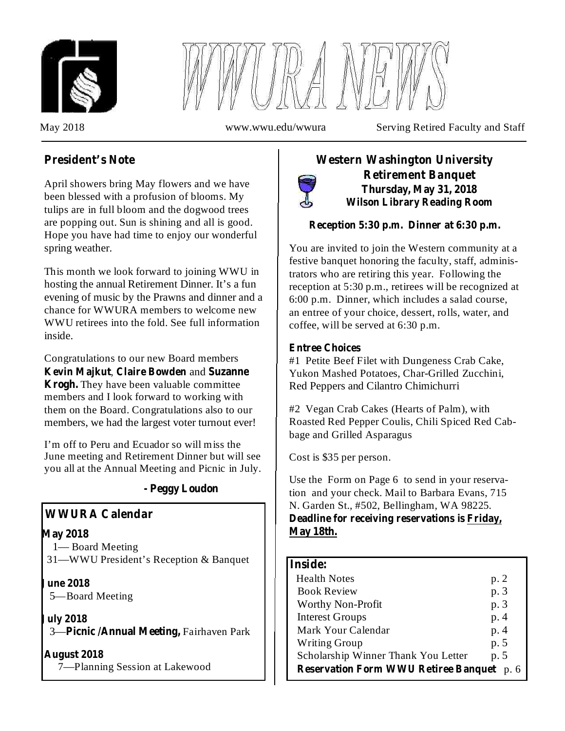# WWURA NEWS

May 2018 www.wwu.edu/wwura Serving Retired Faculty and Staff

## President's Note

April showers bring May flowers and we have been blessed with a profusion of blooms. My tulips are in full bloom and the dogwood trees are popping out. Sun is shining and all is good. Hope you have had time to enjoy our wonderful spring weather.

This month we look forward to joining WWU in hosting the annual Retirement Dinner. It's a fun evening of music by the Prawns and dinner and a chance for WWURA members to welcome new WWU retirees into the fold. See full information inside.

Congratulations to our new Board members **Kevin Majkut**, **Claire Bowden** and **Suzanne Krogh.** They have been valuable committee members and I look forward to working with them on the Board. Congratulations also to our members, we had the largest voter turnout ever!

I'm off to Peru and Ecuador so will miss the June meeting and Retirement Dinner but will see you all at the Annual Meeting and Picnic in July.

**- Peggy Loudon**

## WWURA Calendar

**May 2018**
1— Board Meeting
31—WWU President's Reception & Banquet

**June 2018**
5—Board Meeting

**July 2018**
3—**Picnic /Annual Meeting,** Fairhaven Park

**August 2018**
7—Planning Session at Lakewood

## Western Washington University Retirement Banquet

**Thursday, May 31, 2018**
**Wilson Library Reading Room**

**Reception 5:30 p.m. Dinner at 6:30 p.m.**

You are invited to join the Western community at a festive banquet honoring the faculty, staff, administrators who are retiring this year. Following the reception at 5:30 p.m., retirees will be recognized at 6:00 p.m. Dinner, which includes a salad course, an entree of your choice, dessert, rolls, water, and coffee, will be served at 6:30 p.m.

**Entree Choices**

#1 Petite Beef Filet with Dungeness Crab Cake, Yukon Mashed Potatoes, Char-Grilled Zucchini, Red Peppers and Cilantro Chimichurri

#2 Vegan Crab Cakes (Hearts of Palm), with Roasted Red Pepper Coulis, Chili Spiced Red Cabbage and Grilled Asparagus

Cost is $35 per person.

Use the Form on Page 6 to send in your reservation and your check. Mail to Barbara Evans, 715 N. Garden St., #502, Bellingham, WA 98225.
**Deadline for receiving reservations is __Friday, May 18th.__**

## Inside:

| | |
|---|---|
| Health Notes | p. 2 |
| Book Review | p. 3 |
| Worthy Non-Profit | p. 3 |
| Interest Groups | p. 4 |
| Mark Your Calendar | p. 4 |
| Writing Group | p. 5 |
| Scholarship Winner Thank You Letter | p. 5 |
| **Reservation Form WWU Retiree Banquet** | p. 6 |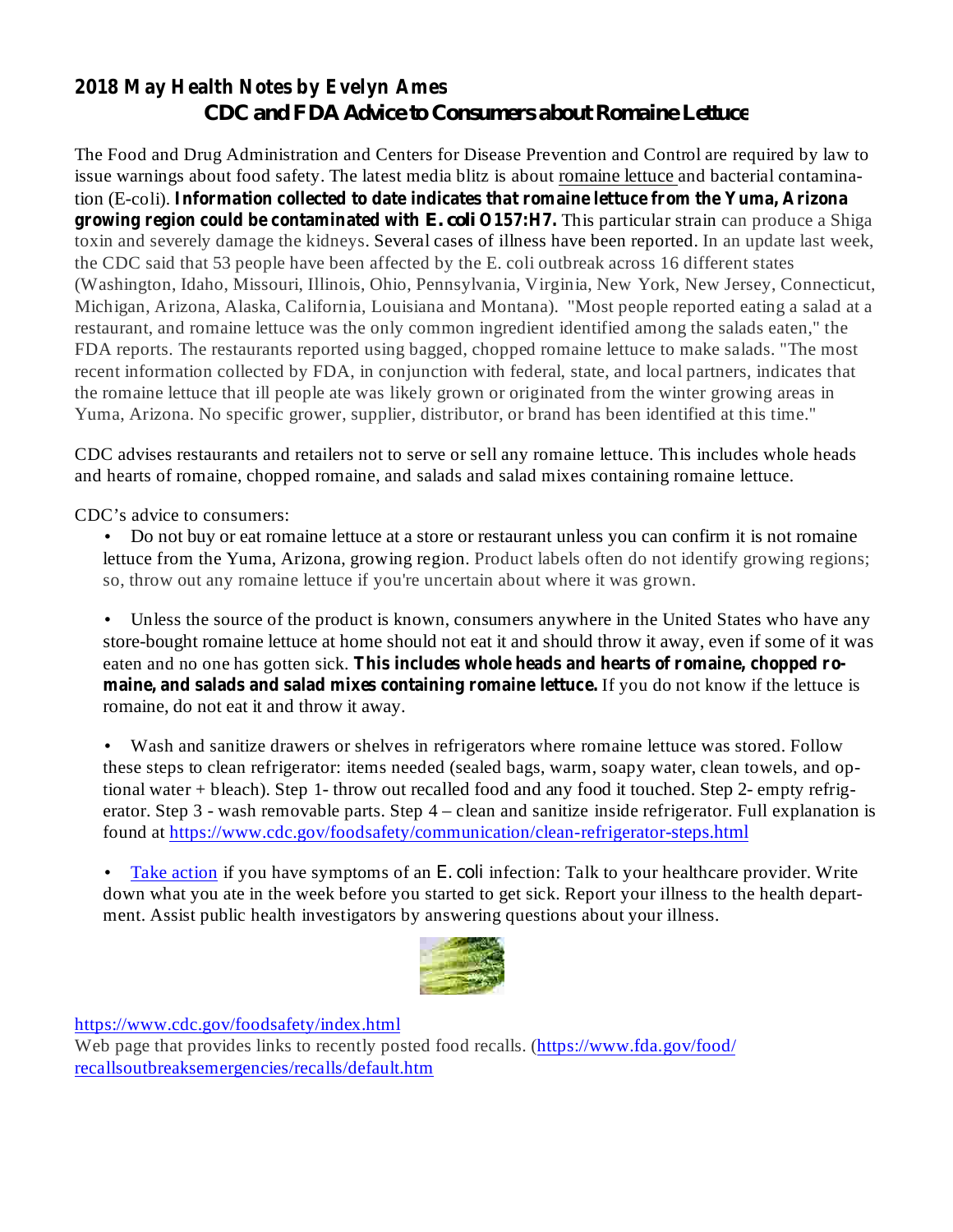## 2018 May Health Notes by Evelyn Ames

### CDC and FDA Advice to Consumers about Romaine Lettuce

The Food and Drug Administration and Centers for Disease Prevention and Control are required by law to issue warnings about food safety. The latest media blitz is about romaine lettuce and bacterial contamination (E-coli). **Information collected to date indicates that romaine lettuce from the Yuma, Arizona growing region could be contaminated with *E. coli* O157:H7.** This particular strain can produce a Shiga toxin and severely damage the kidneys. Several cases of illness have been reported. In an update last week, the CDC said that 53 people have been affected by the E. coli outbreak across 16 different states (Washington, Idaho, Missouri, Illinois, Ohio, Pennsylvania, Virginia, New York, New Jersey, Connecticut, Michigan, Arizona, Alaska, California, Louisiana and Montana). "Most people reported eating a salad at a restaurant, and romaine lettuce was the only common ingredient identified among the salads eaten," the FDA reports. The restaurants reported using bagged, chopped romaine lettuce to make salads. "The most recent information collected by FDA, in conjunction with federal, state, and local partners, indicates that the romaine lettuce that ill people ate was likely grown or originated from the winter growing areas in Yuma, Arizona. No specific grower, supplier, distributor, or brand has been identified at this time."

CDC advises restaurants and retailers not to serve or sell any romaine lettuce. This includes whole heads and hearts of romaine, chopped romaine, and salads and salad mixes containing romaine lettuce.

CDC's advice to consumers:

- Do not buy or eat romaine lettuce at a store or restaurant unless you can confirm it is not romaine lettuce from the Yuma, Arizona, growing region. Product labels often do not identify growing regions; so, throw out any romaine lettuce if you're uncertain about where it was grown.

- Unless the source of the product is known, consumers anywhere in the United States who have any store-bought romaine lettuce at home should not eat it and should throw it away, even if some of it was eaten and no one has gotten sick. **This includes whole heads and hearts of romaine, chopped romaine, and salads and salad mixes containing romaine lettuce.** If you do not know if the lettuce is romaine, do not eat it and throw it away.

- Wash and sanitize drawers or shelves in refrigerators where romaine lettuce was stored. Follow these steps to clean refrigerator: items needed (sealed bags, warm, soapy water, clean towels, and optional water + bleach). Step 1- throw out recalled food and any food it touched. Step 2- empty refrigerator. Step 3 - wash removable parts. Step 4 – clean and sanitize inside refrigerator. Full explanation is found at https://www.cdc.gov/foodsafety/communication/clean-refrigerator-steps.html

- Take action if you have symptoms of an *E. coli* infection: Talk to your healthcare provider. Write down what you ate in the week before you started to get sick. Report your illness to the health department. Assist public health investigators by answering questions about your illness.

https://www.cdc.gov/foodsafety/index.html

Web page that provides links to recently posted food recalls. (https://www.fda.gov/food/recallsoutbreaksemergencies/recalls/default.htm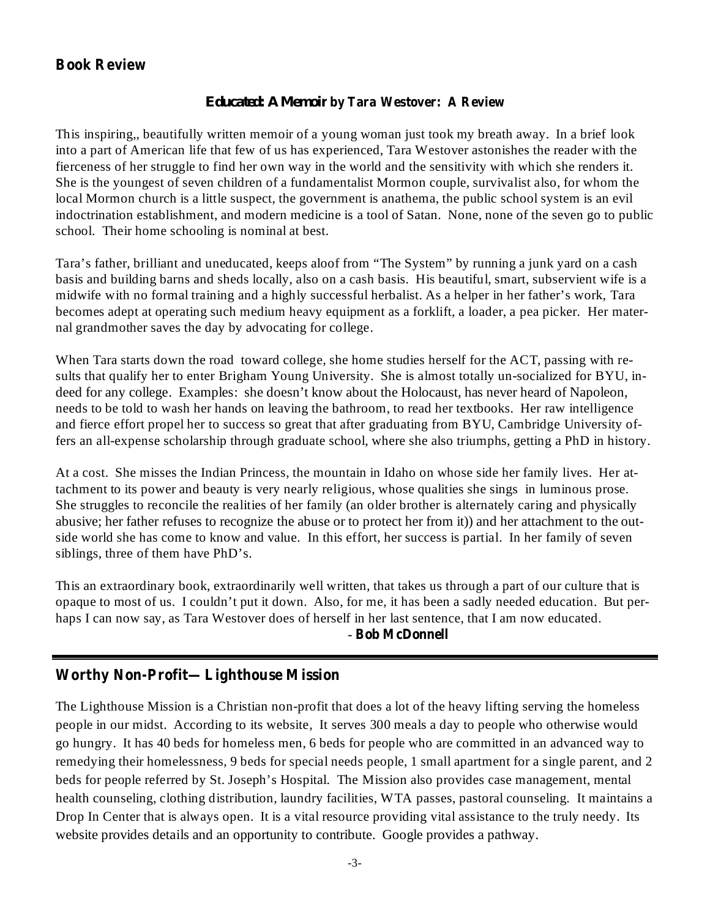## Book Review

### *Educated: A Memoir* by Tara Westover: A Review

This inspiring,, beautifully written memoir of a young woman just took my breath away. In a brief look into a part of American life that few of us has experienced, Tara Westover astonishes the reader with the fierceness of her struggle to find her own way in the world and the sensitivity with which she renders it. She is the youngest of seven children of a fundamentalist Mormon couple, survivalist also, for whom the local Mormon church is a little suspect, the government is anathema, the public school system is an evil indoctrination establishment, and modern medicine is a tool of Satan. None, none of the seven go to public school. Their home schooling is nominal at best.

Tara's father, brilliant and uneducated, keeps aloof from "The System" by running a junk yard on a cash basis and building barns and sheds locally, also on a cash basis. His beautiful, smart, subservient wife is a midwife with no formal training and a highly successful herbalist. As a helper in her father's work, Tara becomes adept at operating such medium heavy equipment as a forklift, a loader, a pea picker. Her maternal grandmother saves the day by advocating for college.

When Tara starts down the road toward college, she home studies herself for the ACT, passing with results that qualify her to enter Brigham Young University. She is almost totally un-socialized for BYU, indeed for any college. Examples: she doesn't know about the Holocaust, has never heard of Napoleon, needs to be told to wash her hands on leaving the bathroom, to read her textbooks. Her raw intelligence and fierce effort propel her to success so great that after graduating from BYU, Cambridge University offers an all-expense scholarship through graduate school, where she also triumphs, getting a PhD in history.

At a cost. She misses the Indian Princess, the mountain in Idaho on whose side her family lives. Her attachment to its power and beauty is very nearly religious, whose qualities she sings in luminous prose. She struggles to reconcile the realities of her family (an older brother is alternately caring and physically abusive; her father refuses to recognize the abuse or to protect her from it)) and her attachment to the outside world she has come to know and value. In this effort, her success is partial. In her family of seven siblings, three of them have PhD's.

This an extraordinary book, extraordinarily well written, that takes us through a part of our culture that is opaque to most of us. I couldn't put it down. Also, for me, it has been a sadly needed education. But perhaps I can now say, as Tara Westover does of herself in her last sentence, that I am now educated.

\- **Bob McDonnell**

---

## Worthy Non-Profit—Lighthouse Mission

The Lighthouse Mission is a Christian non-profit that does a lot of the heavy lifting serving the homeless people in our midst. According to its website, It serves 300 meals a day to people who otherwise would go hungry. It has 40 beds for homeless men, 6 beds for people who are committed in an advanced way to remedying their homelessness, 9 beds for special needs people, 1 small apartment for a single parent, and 2 beds for people referred by St. Joseph's Hospital. The Mission also provides case management, mental health counseling, clothing distribution, laundry facilities, WTA passes, pastoral counseling. It maintains a Drop In Center that is always open. It is a vital resource providing vital assistance to the truly needy. Its website provides details and an opportunity to contribute. Google provides a pathway.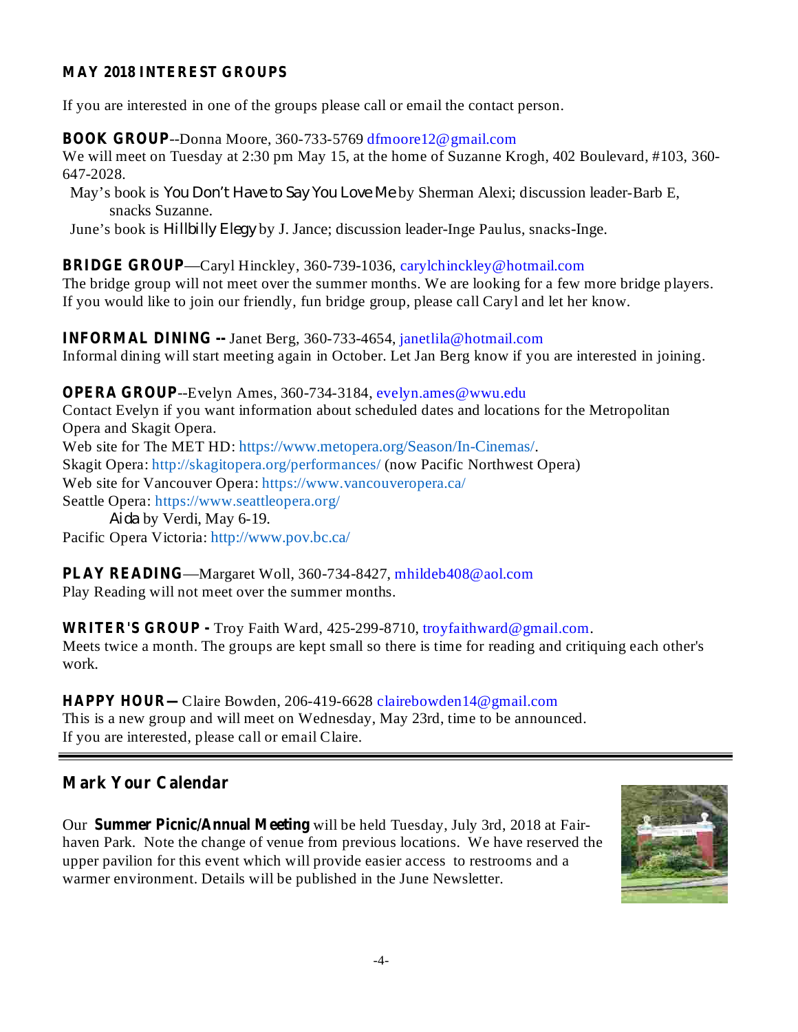## MAY 2018 INTEREST GROUPS

If you are interested in one of the groups please call or email the contact person.

**BOOK GROUP**--Donna Moore, 360-733-5769 dfmoore12@gmail.com
We will meet on Tuesday at 2:30 pm May 15, at the home of Suzanne Krogh, 402 Boulevard, #103, 360-647-2028.

May's book is *You Don't Have to Say You Love Me* by Sherman Alexi; discussion leader-Barb E, snacks Suzanne.

June's book is *Hillbilly Elegy* by J. Jance; discussion leader-Inge Paulus, snacks-Inge.

**BRIDGE GROUP**—Caryl Hinckley, 360-739-1036, carylchinckley@hotmail.com
The bridge group will not meet over the summer months. We are looking for a few more bridge players. If you would like to join our friendly, fun bridge group, please call Caryl and let her know.

**INFORMAL DINING --** Janet Berg, 360-733-4654, janetlila@hotmail.com
Informal dining will start meeting again in October. Let Jan Berg know if you are interested in joining.

**OPERA GROUP**--Evelyn Ames, 360-734-3184, evelyn.ames@wwu.edu
Contact Evelyn if you want information about scheduled dates and locations for the Metropolitan Opera and Skagit Opera.
Web site for The MET HD: https://www.metopera.org/Season/In-Cinemas/.
Skagit Opera: http://skagitopera.org/performances/ (now Pacific Northwest Opera)
Web site for Vancouver Opera: https://www.vancouveropera.ca/
Seattle Opera: https://www.seattleopera.org/

*Aida* by Verdi, May 6-19.

Pacific Opera Victoria: http://www.pov.bc.ca/

**PLAY READING**—Margaret Woll, 360-734-8427, mhildeb408@aol.com
Play Reading will not meet over the summer months.

**WRITER'S GROUP -** Troy Faith Ward, 425-299-8710, troyfaithward@gmail.com.
Meets twice a month. The groups are kept small so there is time for reading and critiquing each other's work.

**HAPPY HOUR—** Claire Bowden, 206-419-6628 clairebowden14@gmail.com
This is a new group and will meet on Wednesday, May 23rd, time to be announced.
If you are interested, please call or email Claire.

---

## Mark Your Calendar

Our **Summer Picnic/Annual Meeting** will be held Tuesday, July 3rd, 2018 at Fairhaven Park. Note the change of venue from previous locations. We have reserved the upper pavilion for this event which will provide easier access to restrooms and a warmer environment. Details will be published in the June Newsletter.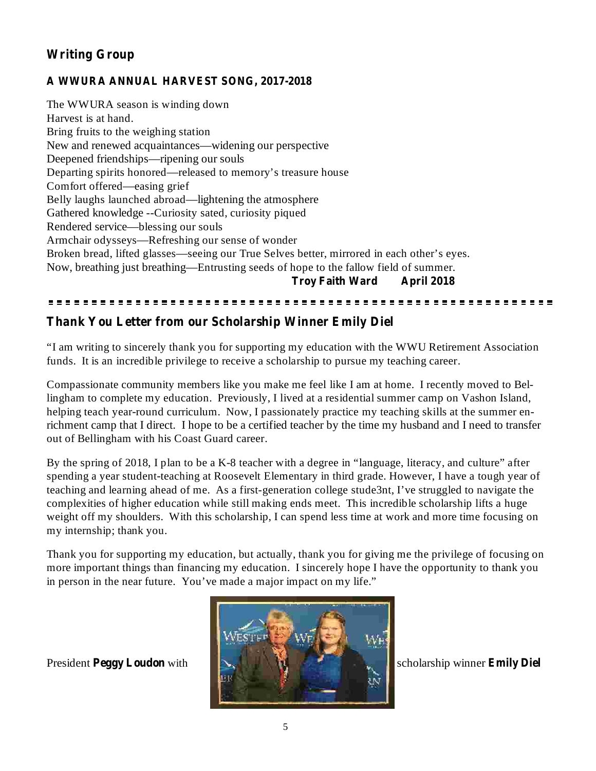## Writing Group

### A WWURA ANNUAL HARVEST SONG, 2017-2018

The WWURA season is winding down  
Harvest is at hand.  
Bring fruits to the weighing station  
New and renewed acquaintances—widening our perspective  
Deepened friendships—ripening our souls  
Departing spirits honored—released to memory's treasure house  
Comfort offered—easing grief  
Belly laughs launched abroad—lightening the atmosphere  
Gathered knowledge --Curiosity sated, curiosity piqued  
Rendered service—blessing our souls  
Armchair odysseys—Refreshing our sense of wonder  
Broken bread, lifted glasses—seeing our True Selves better, mirrored in each other's eyes.  
Now, breathing just breathing—Entrusting seeds of hope to the fallow field of summer.

**Troy Faith Ward April 2018**

---

## Thank You Letter from our Scholarship Winner Emily Diel

"I am writing to sincerely thank you for supporting my education with the WWU Retirement Association funds. It is an incredible privilege to receive a scholarship to pursue my teaching career.

Compassionate community members like you make me feel like I am at home. I recently moved to Bellingham to complete my education. Previously, I lived at a residential summer camp on Vashon Island, helping teach year-round curriculum. Now, I passionately practice my teaching skills at the summer enrichment camp that I direct. I hope to be a certified teacher by the time my husband and I need to transfer out of Bellingham with his Coast Guard career.

By the spring of 2018, I plan to be a K-8 teacher with a degree in "language, literacy, and culture" after spending a year student-teaching at Roosevelt Elementary in third grade. However, I have a tough year of teaching and learning ahead of me. As a first-generation college stude3nt, I've struggled to navigate the complexities of higher education while still making ends meet. This incredible scholarship lifts a huge weight off my shoulders. With this scholarship, I can spend less time at work and more time focusing on my internship; thank you.

Thank you for supporting my education, but actually, thank you for giving me the privilege of focusing on more important things than financing my education. I sincerely hope I have the opportunity to thank you in person in the near future. You've made a major impact on my life."

President **Peggy Loudon** with scholarship winner **Emily Diel**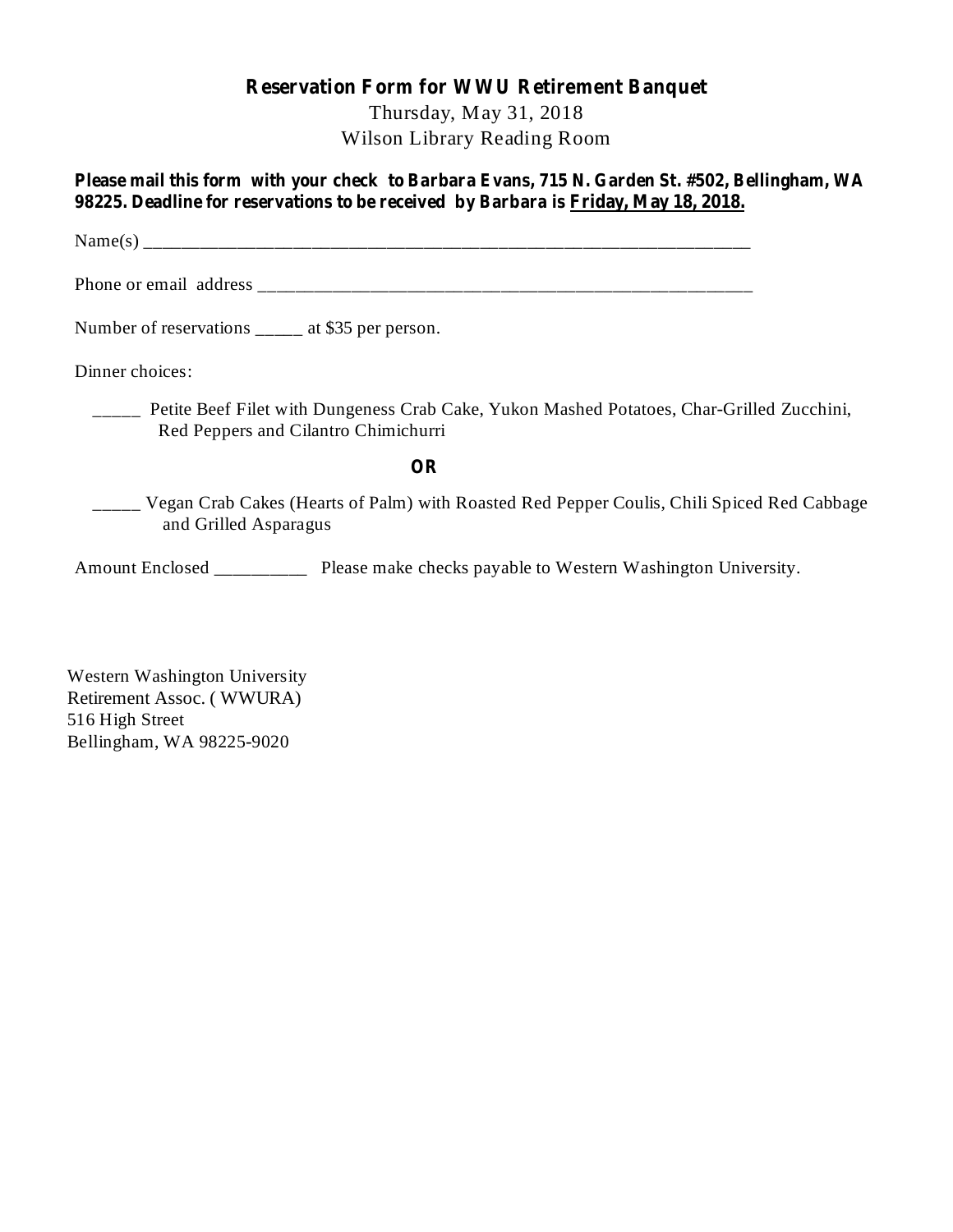# Reservation Form for WWU Retirement Banquet

Thursday, May 31, 2018

Wilson Library Reading Room

**Please mail this form with your check to Barbara Evans, 715 N. Garden St. #502, Bellingham, WA 98225. Deadline for reservations to be received by Barbara is <u>Friday, May 18, 2018.</u>**

Name(s) ___________________________________________________________________

Phone or email address ____________________________________________________

Number of reservations _____ at $35 per person.

Dinner choices:

_____ Petite Beef Filet with Dungeness Crab Cake, Yukon Mashed Potatoes, Char-Grilled Zucchini, Red Peppers and Cilantro Chimichurri

**OR**

_____ Vegan Crab Cakes (Hearts of Palm) with Roasted Red Pepper Coulis, Chili Spiced Red Cabbage and Grilled Asparagus

Amount Enclosed __________ Please make checks payable to Western Washington University.

Western Washington University
Retirement Assoc. ( WWURA)
516 High Street
Bellingham, WA 98225-9020